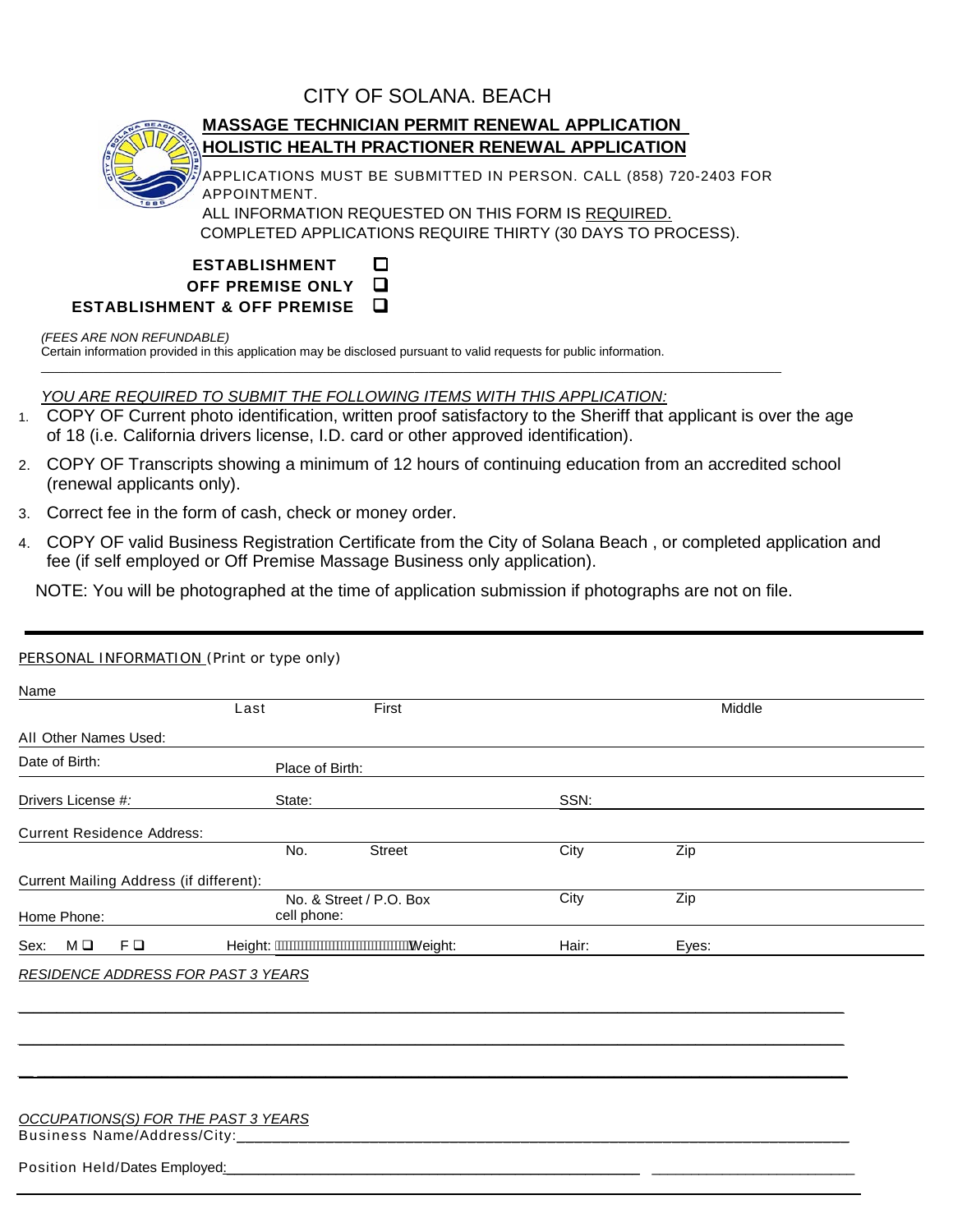# CITY OF SOLANA. BEACH

## MASSAGE TECHNICIAN PERMIT RENEWAL APPLICATION
## HOLISTIC HEALTH PRACTIONER RENEWAL APPLICATION

APPLICATIONS MUST BE SUBMITTED IN PERSON. CALL (858) 720-2403 FOR APPOINTMENT.

ALL INFORMATION REQUESTED ON THIS FORM IS REQUIRED.

COMPLETED APPLICATIONS REQUIRE THIRTY (30 DAYS TO PROCESS).

**ESTABLISHMENT** ☐

**OFF PREMISE ONLY** ☐

**ESTABLISHMENT & OFF PREMISE** ☐

*(FEES ARE NON REFUNDABLE)*

Certain information provided in this application may be disclosed pursuant to valid requests for public information.

---

*YOU ARE REQUIRED TO SUBMIT THE FOLLOWING ITEMS WITH THIS APPLICATION:*

1. COPY OF Current photo identification, written proof satisfactory to the Sheriff that applicant is over the age of 18 (i.e. California drivers license, I.D. card or other approved identification).
2. COPY OF Transcripts showing a minimum of 12 hours of continuing education from an accredited school (renewal applicants only).
3. Correct fee in the form of cash, check or money order.
4. COPY OF valid Business Registration Certificate from the City of Solana Beach , or completed application and fee (if self employed or Off Premise Massage Business only application).

NOTE: You will be photographed at the time of application submission if photographs are not on file.

---

PERSONAL INFORMATION (Print or type only)

Name ____________________________________________
Last First Middle

All Other Names Used: ____________________________________________

Date of Birth: ______________ Place of Birth: ______________

Drivers License #: ______________ State: ______________ SSN: ______________

Current Residence Address: ____________________________________________
No. Street City Zip

Current Mailing Address (if different): ____________________________________________
No. & Street / P.O. Box City Zip

Home Phone: ______________ cell phone: ______________

Sex: M ☐ F ☐ Height: ______________ Weight: ______________ Hair: ______________ Eyes: ______________

*RESIDENCE ADDRESS FOR PAST 3 YEARS*

____________________________________________

____________________________________________

____________________________________________

*OCCUPATIONS(S) FOR THE PAST 3 YEARS*

Business Name/Address/City: ____________________________________________

Position Held/Dates Employed: ______________________________ ______________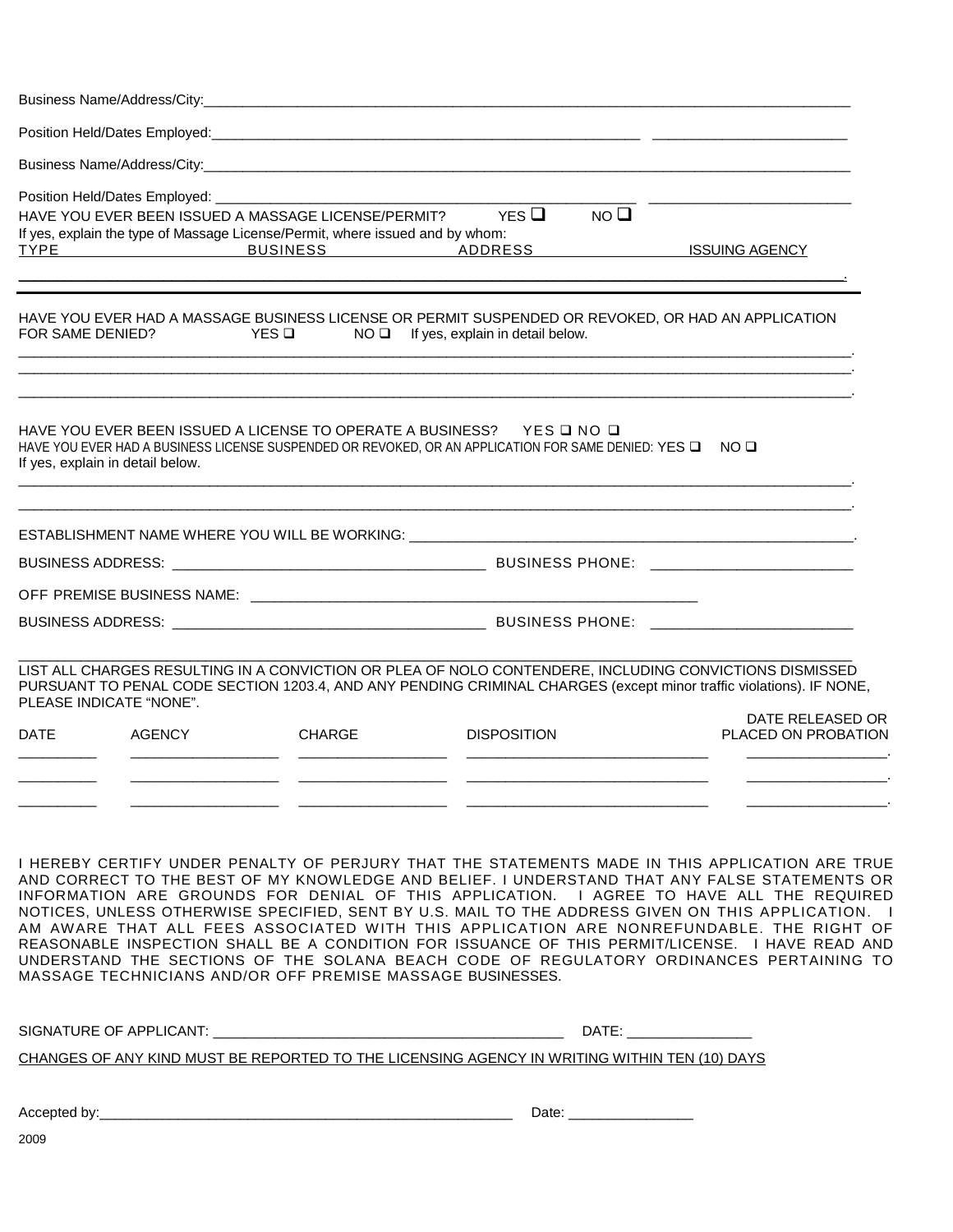Business Name/Address/City:______________________________________________________________________________

Position Held/Dates Employed:______________________________________________________ ________________________

Business Name/Address/City:______________________________________________________________________________

Position Held/Dates Employed: ______________________________________________________ ________________________

HAVE YOU EVER BEEN ISSUED A MASSAGE LICENSE/PERMIT? YES ❑ NO ❑

If yes, explain the type of Massage License/Permit, where issued and by whom:

| TYPE | BUSINESS | ADDRESS | ISSUING AGENCY |
|---|---|---|---|
| | | | |

---

HAVE YOU EVER HAD A MASSAGE BUSINESS LICENSE OR PERMIT SUSPENDED OR REVOKED, OR HAD AN APPLICATION FOR SAME DENIED? YES ❑ NO ❑ If yes, explain in detail below.

_____________________________________________________________________________________________________.

_____________________________________________________________________________________________________.

_____________________________________________________________________________________________________.

HAVE YOU EVER BEEN ISSUED A LICENSE TO OPERATE A BUSINESS? YES ❑ NO ❑

HAVE YOU EVER HAD A BUSINESS LICENSE SUSPENDED OR REVOKED, OR AN APPLICATION FOR SAME DENIED: YES ❑ NO ❑

If yes, explain in detail below.

_____________________________________________________________________________________________________.

_____________________________________________________________________________________________________.

ESTABLISHMENT NAME WHERE YOU WILL BE WORKING: ___________________________________________________________.

BUSINESS ADDRESS: _____________________________________ BUSINESS PHONE: ________________________

OFF PREMISE BUSINESS NAME: ________________________________________________________

BUSINESS ADDRESS: _____________________________________ BUSINESS PHONE: ________________________

LIST ALL CHARGES RESULTING IN A CONVICTION OR PLEA OF NOLO CONTENDERE, INCLUDING CONVICTIONS DISMISSED PURSUANT TO PENAL CODE SECTION 1203.4, AND ANY PENDING CRIMINAL CHARGES (except minor traffic violations). IF NONE, PLEASE INDICATE "NONE".

| DATE | AGENCY | CHARGE | DISPOSITION | DATE RELEASED OR PLACED ON PROBATION |
|---|---|---|---|---|
| | | | | |
| | | | | |
| | | | | |

I HEREBY CERTIFY UNDER PENALTY OF PERJURY THAT THE STATEMENTS MADE IN THIS APPLICATION ARE TRUE AND CORRECT TO THE BEST OF MY KNOWLEDGE AND BELIEF. I UNDERSTAND THAT ANY FALSE STATEMENTS OR INFORMATION ARE GROUNDS FOR DENIAL OF THIS APPLICATION. I AGREE TO HAVE ALL THE REQUIRED NOTICES, UNLESS OTHERWISE SPECIFIED, SENT BY U.S. MAIL TO THE ADDRESS GIVEN ON THIS APPLICATION. I AM AWARE THAT ALL FEES ASSOCIATED WITH THIS APPLICATION ARE NONREFUNDABLE. THE RIGHT OF REASONABLE INSPECTION SHALL BE A CONDITION FOR ISSUANCE OF THIS PERMIT/LICENSE. I HAVE READ AND UNDERSTAND THE SECTIONS OF THE SOLANA BEACH CODE OF REGULATORY ORDINANCES PERTAINING TO MASSAGE TECHNICIANS AND/OR OFF PREMISE MASSAGE BUSINESSES.

SIGNATURE OF APPLICANT: ____________________________________________ DATE: ________________

CHANGES OF ANY KIND MUST BE REPORTED TO THE LICENSING AGENCY IN WRITING WITHIN TEN (10) DAYS

Accepted by:_______________________________________________________ Date: ________________

2009